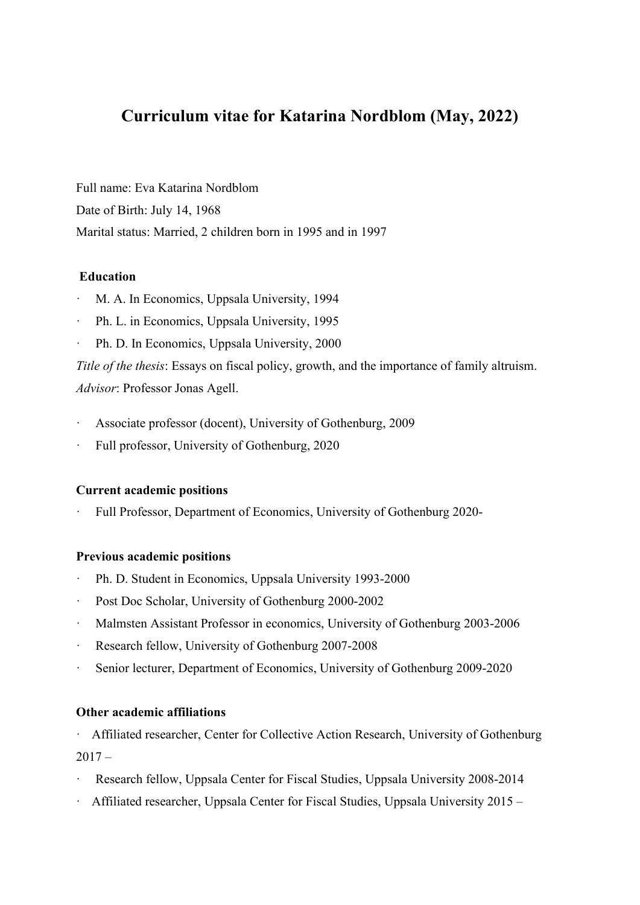# Curriculum vitae for Katarina Nordblom (May, 2022)

Full name: Eva Katarina Nordblom

Date of Birth: July 14, 1968

Marital status: Married, 2 children born in 1995 and in 1997

**Education**

- M. A. In Economics, Uppsala University, 1994
- Ph. L. in Economics, Uppsala University, 1995
- Ph. D. In Economics, Uppsala University, 2000

*Title of the thesis*: Essays on fiscal policy, growth, and the importance of family altruism.
*Advisor*: Professor Jonas Agell.

- Associate professor (docent), University of Gothenburg, 2009
- Full professor, University of Gothenburg, 2020

**Current academic positions**

- Full Professor, Department of Economics, University of Gothenburg 2020-

**Previous academic positions**

- Ph. D. Student in Economics, Uppsala University 1993-2000
- Post Doc Scholar, University of Gothenburg 2000-2002
- Malmsten Assistant Professor in economics, University of Gothenburg 2003-2006
- Research fellow, University of Gothenburg 2007-2008
- Senior lecturer, Department of Economics, University of Gothenburg 2009-2020

**Other academic affiliations**

- Affiliated researcher, Center for Collective Action Research, University of Gothenburg 2017 –
- Research fellow, Uppsala Center for Fiscal Studies, Uppsala University 2008-2014
- Affiliated researcher, Uppsala Center for Fiscal Studies, Uppsala University 2015 –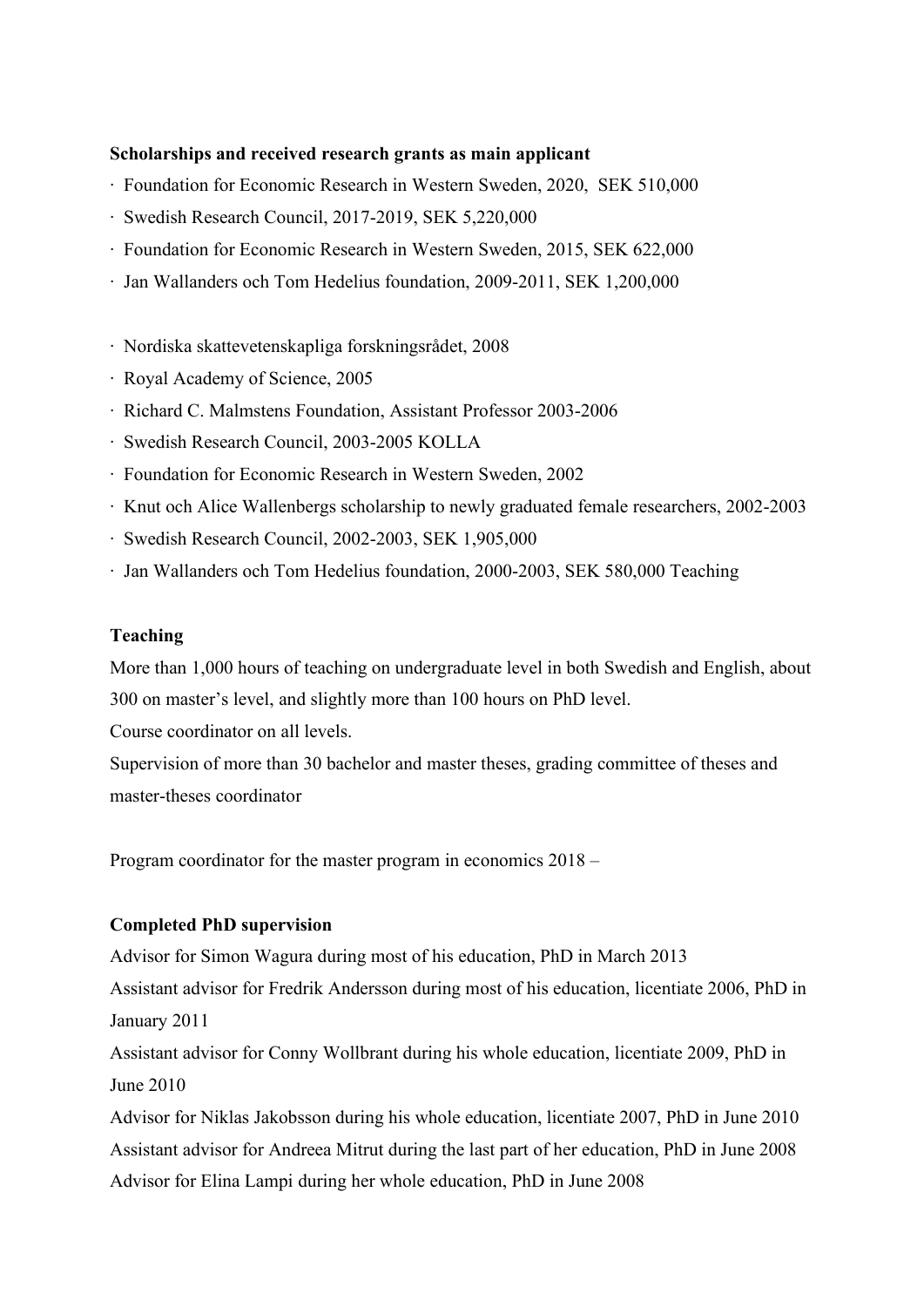**Scholarships and received research grants as main applicant**

- Foundation for Economic Research in Western Sweden, 2020, SEK 510,000
- Swedish Research Council, 2017-2019, SEK 5,220,000
- Foundation for Economic Research in Western Sweden, 2015, SEK 622,000
- Jan Wallanders och Tom Hedelius foundation, 2009-2011, SEK 1,200,000

- Nordiska skattevetenskapliga forskningsrådet, 2008
- Royal Academy of Science, 2005
- Richard C. Malmstens Foundation, Assistant Professor 2003-2006
- Swedish Research Council, 2003-2005 KOLLA
- Foundation for Economic Research in Western Sweden, 2002
- Knut och Alice Wallenbergs scholarship to newly graduated female researchers, 2002-2003
- Swedish Research Council, 2002-2003, SEK 1,905,000
- Jan Wallanders och Tom Hedelius foundation, 2000-2003, SEK 580,000 Teaching

**Teaching**

More than 1,000 hours of teaching on undergraduate level in both Swedish and English, about 300 on master's level, and slightly more than 100 hours on PhD level.

Course coordinator on all levels.

Supervision of more than 30 bachelor and master theses, grading committee of theses and master-theses coordinator

Program coordinator for the master program in economics 2018 –

**Completed PhD supervision**

Advisor for Simon Wagura during most of his education, PhD in March 2013

Assistant advisor for Fredrik Andersson during most of his education, licentiate 2006, PhD in January 2011

Assistant advisor for Conny Wollbrant during his whole education, licentiate 2009, PhD in June 2010

Advisor for Niklas Jakobsson during his whole education, licentiate 2007, PhD in June 2010

Assistant advisor for Andreea Mitrut during the last part of her education, PhD in June 2008

Advisor for Elina Lampi during her whole education, PhD in June 2008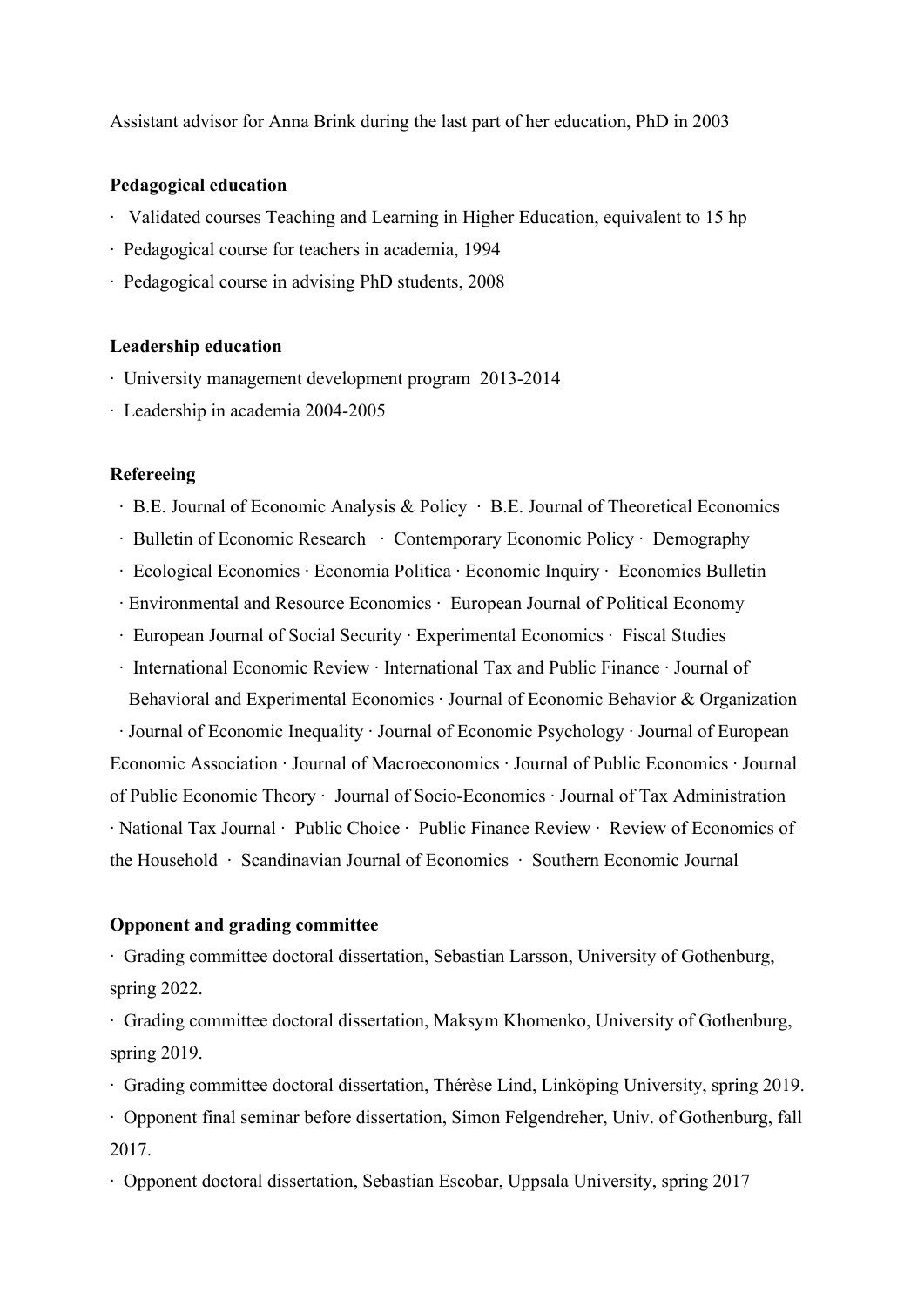Assistant advisor for Anna Brink during the last part of her education, PhD in 2003

**Pedagogical education**

- Validated courses Teaching and Learning in Higher Education, equivalent to 15 hp
- Pedagogical course for teachers in academia, 1994
- Pedagogical course in advising PhD students, 2008

**Leadership education**

- University management development program 2013-2014
- Leadership in academia 2004-2005

**Refereeing**

· B.E. Journal of Economic Analysis & Policy · B.E. Journal of Theoretical Economics · Bulletin of Economic Research · Contemporary Economic Policy · Demography · Ecological Economics · Economia Politica · Economic Inquiry · Economics Bulletin · Environmental and Resource Economics · European Journal of Political Economy · European Journal of Social Security · Experimental Economics · Fiscal Studies · International Economic Review · International Tax and Public Finance · Journal of Behavioral and Experimental Economics · Journal of Economic Behavior & Organization · Journal of Economic Inequality · Journal of Economic Psychology · Journal of European Economic Association · Journal of Macroeconomics · Journal of Public Economics · Journal of Public Economic Theory · Journal of Socio-Economics · Journal of Tax Administration · National Tax Journal · Public Choice · Public Finance Review · Review of Economics of the Household · Scandinavian Journal of Economics · Southern Economic Journal

**Opponent and grading committee**

- Grading committee doctoral dissertation, Sebastian Larsson, University of Gothenburg, spring 2022.
- Grading committee doctoral dissertation, Maksym Khomenko, University of Gothenburg, spring 2019.
- Grading committee doctoral dissertation, Thérèse Lind, Linköping University, spring 2019.
- Opponent final seminar before dissertation, Simon Felgendreher, Univ. of Gothenburg, fall 2017.
- Opponent doctoral dissertation, Sebastian Escobar, Uppsala University, spring 2017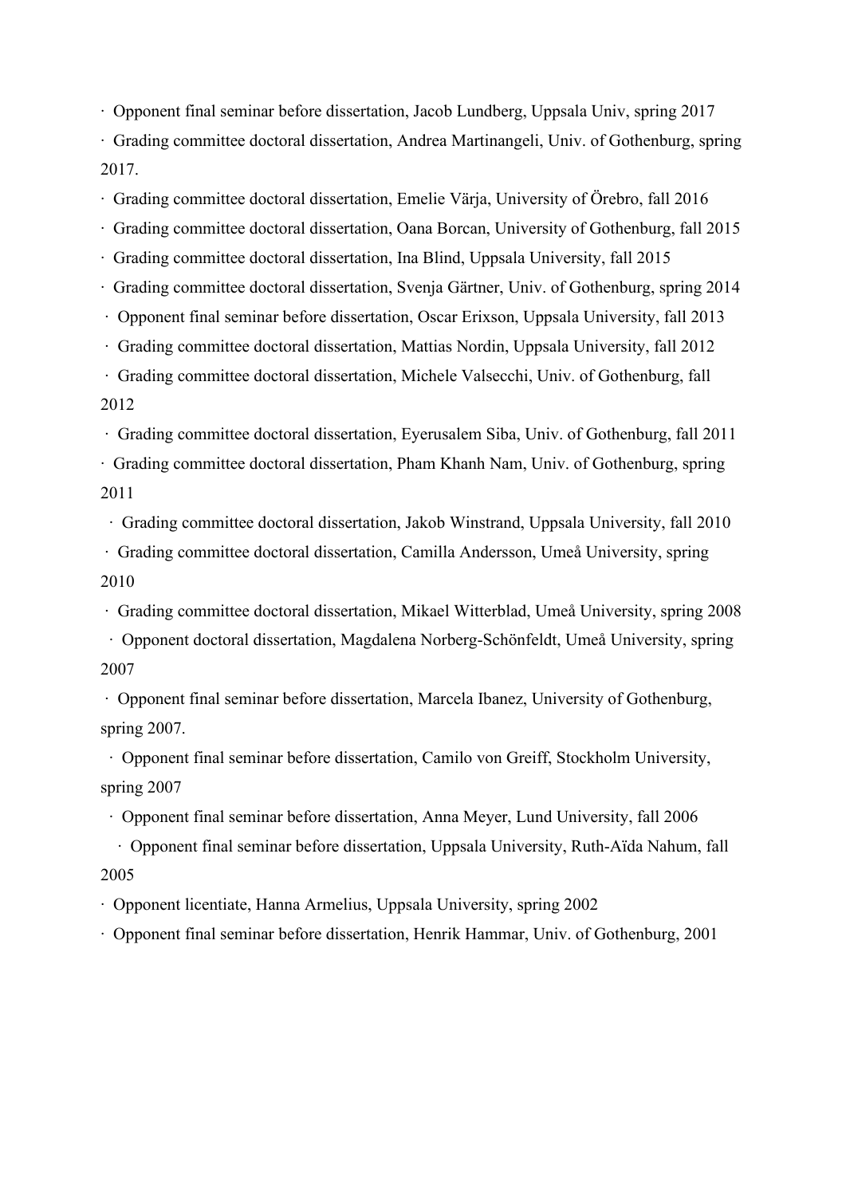- Opponent final seminar before dissertation, Jacob Lundberg, Uppsala Univ, spring 2017
- Grading committee doctoral dissertation, Andrea Martinangeli, Univ. of Gothenburg, spring 2017.
- Grading committee doctoral dissertation, Emelie Värja, University of Örebro, fall 2016
- Grading committee doctoral dissertation, Oana Borcan, University of Gothenburg, fall 2015
- Grading committee doctoral dissertation, Ina Blind, Uppsala University, fall 2015
- Grading committee doctoral dissertation, Svenja Gärtner, Univ. of Gothenburg, spring 2014
- Opponent final seminar before dissertation, Oscar Erixson, Uppsala University, fall 2013
- Grading committee doctoral dissertation, Mattias Nordin, Uppsala University, fall 2012
- Grading committee doctoral dissertation, Michele Valsecchi, Univ. of Gothenburg, fall 2012
- Grading committee doctoral dissertation, Eyerusalem Siba, Univ. of Gothenburg, fall 2011
- Grading committee doctoral dissertation, Pham Khanh Nam, Univ. of Gothenburg, spring 2011
- Grading committee doctoral dissertation, Jakob Winstrand, Uppsala University, fall 2010
- Grading committee doctoral dissertation, Camilla Andersson, Umeå University, spring 2010
- Grading committee doctoral dissertation, Mikael Witterblad, Umeå University, spring 2008
- Opponent doctoral dissertation, Magdalena Norberg-Schönfeldt, Umeå University, spring 2007
- Opponent final seminar before dissertation, Marcela Ibanez, University of Gothenburg, spring 2007.
- Opponent final seminar before dissertation, Camilo von Greiff, Stockholm University, spring 2007
- Opponent final seminar before dissertation, Anna Meyer, Lund University, fall 2006
- Opponent final seminar before dissertation, Uppsala University, Ruth-Aïda Nahum, fall 2005
- Opponent licentiate, Hanna Armelius, Uppsala University, spring 2002
- Opponent final seminar before dissertation, Henrik Hammar, Univ. of Gothenburg, 2001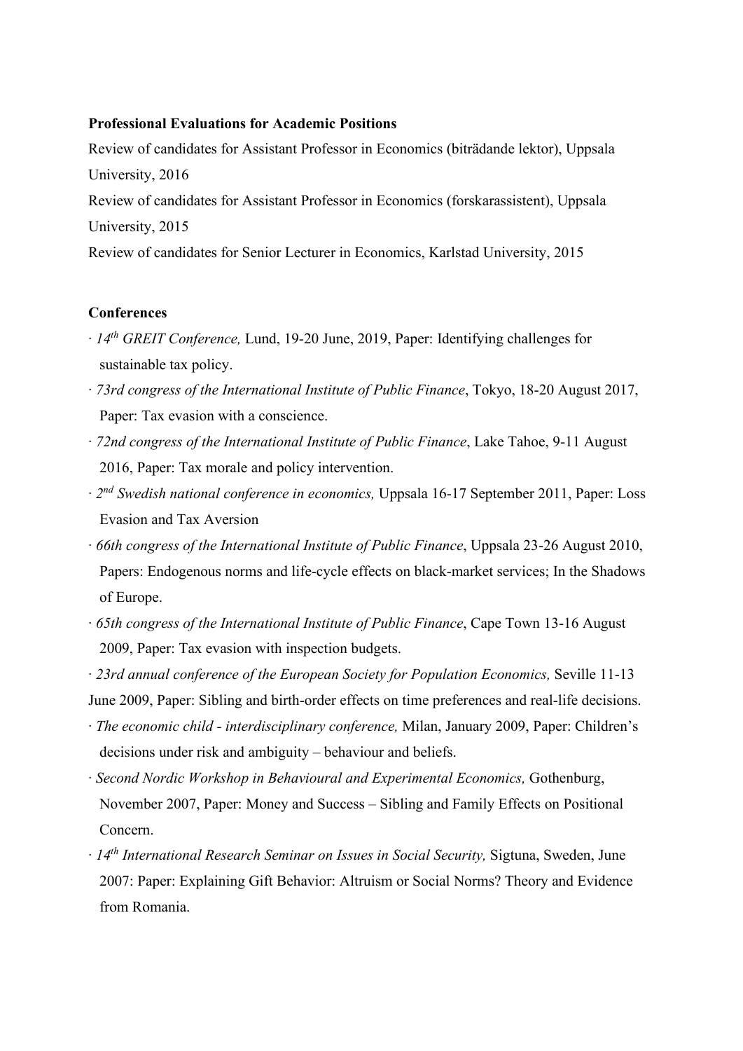**Professional Evaluations for Academic Positions**

Review of candidates for Assistant Professor in Economics (biträdande lektor), Uppsala University, 2016

Review of candidates for Assistant Professor in Economics (forskarassistent), Uppsala University, 2015

Review of candidates for Senior Lecturer in Economics, Karlstad University, 2015

**Conferences**

· *14th GREIT Conference,* Lund, 19-20 June, 2019, Paper: Identifying challenges for sustainable tax policy.

· *73rd congress of the International Institute of Public Finance*, Tokyo, 18-20 August 2017, Paper: Tax evasion with a conscience.

· *72nd congress of the International Institute of Public Finance*, Lake Tahoe, 9-11 August 2016, Paper: Tax morale and policy intervention.

· *2nd Swedish national conference in economics,* Uppsala 16-17 September 2011, Paper: Loss Evasion and Tax Aversion

· *66th congress of the International Institute of Public Finance*, Uppsala 23-26 August 2010, Papers: Endogenous norms and life-cycle effects on black-market services; In the Shadows of Europe.

· *65th congress of the International Institute of Public Finance*, Cape Town 13-16 August 2009, Paper: Tax evasion with inspection budgets.

· *23rd annual conference of the European Society for Population Economics,* Seville 11-13 June 2009, Paper: Sibling and birth-order effects on time preferences and real-life decisions.

· *The economic child - interdisciplinary conference,* Milan, January 2009, Paper: Children's decisions under risk and ambiguity – behaviour and beliefs.

· *Second Nordic Workshop in Behavioural and Experimental Economics,* Gothenburg, November 2007, Paper: Money and Success – Sibling and Family Effects on Positional Concern.

· *14th International Research Seminar on Issues in Social Security,* Sigtuna, Sweden, June 2007: Paper: Explaining Gift Behavior: Altruism or Social Norms? Theory and Evidence from Romania.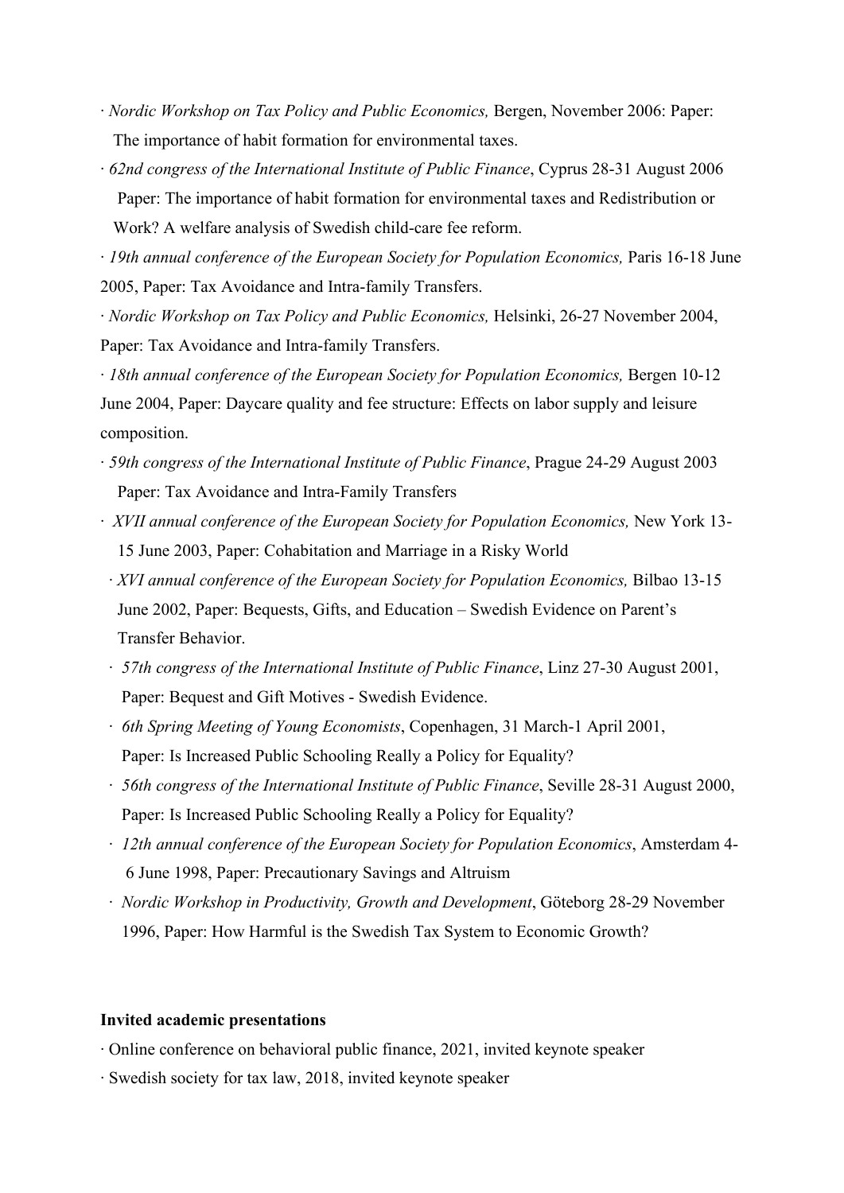- *Nordic Workshop on Tax Policy and Public Economics,* Bergen, November 2006: Paper: The importance of habit formation for environmental taxes.
- *62nd congress of the International Institute of Public Finance*, Cyprus 28-31 August 2006 Paper: The importance of habit formation for environmental taxes and Redistribution or Work? A welfare analysis of Swedish child-care fee reform.
- *19th annual conference of the European Society for Population Economics,* Paris 16-18 June 2005, Paper: Tax Avoidance and Intra-family Transfers.
- *Nordic Workshop on Tax Policy and Public Economics,* Helsinki, 26-27 November 2004, Paper: Tax Avoidance and Intra-family Transfers.
- *18th annual conference of the European Society for Population Economics,* Bergen 10-12 June 2004, Paper: Daycare quality and fee structure: Effects on labor supply and leisure composition.
- *59th congress of the International Institute of Public Finance*, Prague 24-29 August 2003 Paper: Tax Avoidance and Intra-Family Transfers
- *XVII annual conference of the European Society for Population Economics,* New York 13-15 June 2003, Paper: Cohabitation and Marriage in a Risky World
- *XVI annual conference of the European Society for Population Economics,* Bilbao 13-15 June 2002, Paper: Bequests, Gifts, and Education – Swedish Evidence on Parent's Transfer Behavior.
- *57th congress of the International Institute of Public Finance*, Linz 27-30 August 2001, Paper: Bequest and Gift Motives - Swedish Evidence.
- *6th Spring Meeting of Young Economists*, Copenhagen, 31 March-1 April 2001, Paper: Is Increased Public Schooling Really a Policy for Equality?
- *56th congress of the International Institute of Public Finance*, Seville 28-31 August 2000, Paper: Is Increased Public Schooling Really a Policy for Equality?
- *12th annual conference of the European Society for Population Economics*, Amsterdam 4-6 June 1998, Paper: Precautionary Savings and Altruism
- *Nordic Workshop in Productivity, Growth and Development*, Göteborg 28-29 November 1996, Paper: How Harmful is the Swedish Tax System to Economic Growth?

**Invited academic presentations**

- Online conference on behavioral public finance, 2021, invited keynote speaker
- Swedish society for tax law, 2018, invited keynote speaker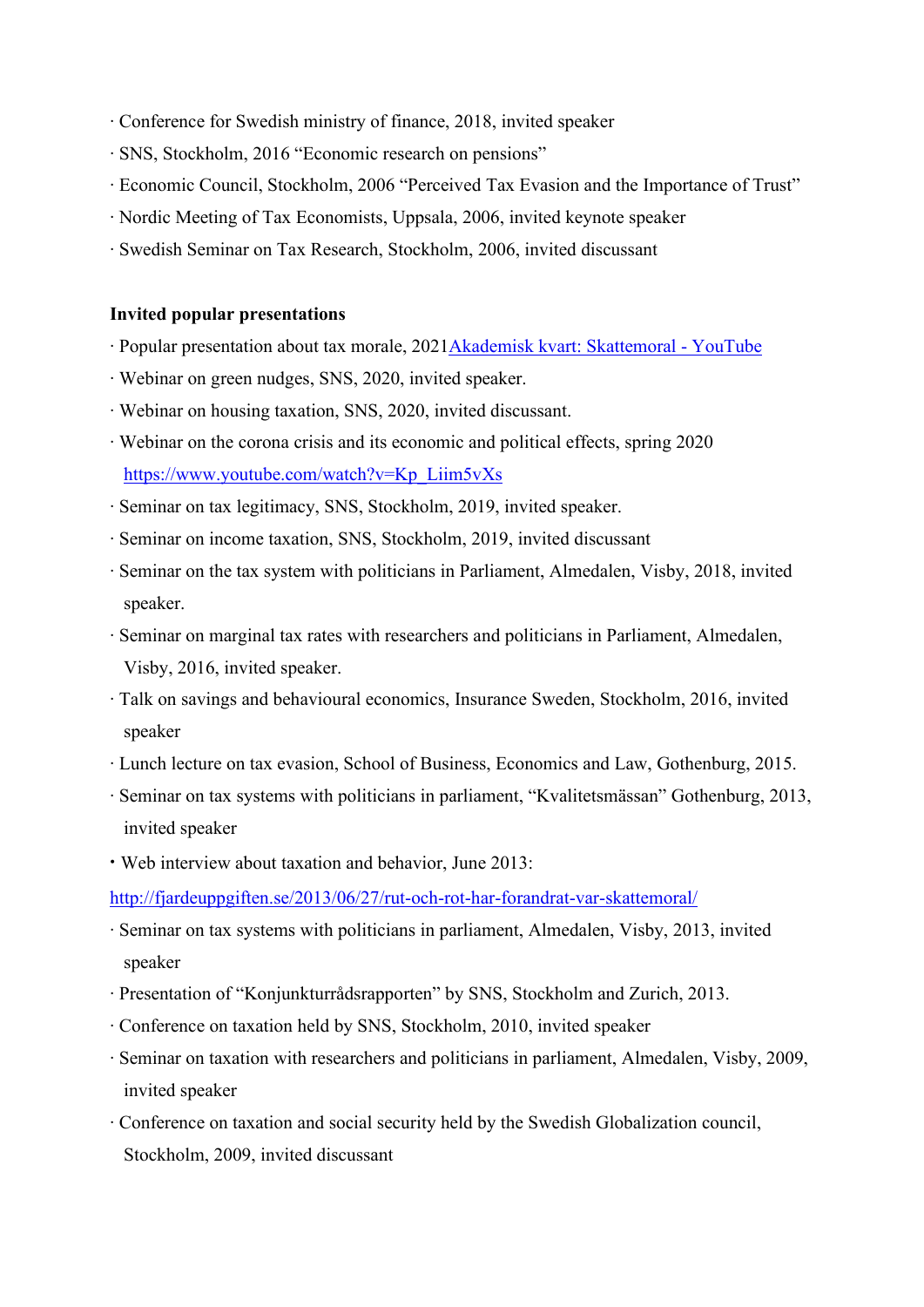· Conference for Swedish ministry of finance, 2018, invited speaker

· SNS, Stockholm, 2016 "Economic research on pensions"

· Economic Council, Stockholm, 2006 "Perceived Tax Evasion and the Importance of Trust"

· Nordic Meeting of Tax Economists, Uppsala, 2006, invited keynote speaker

· Swedish Seminar on Tax Research, Stockholm, 2006, invited discussant

**Invited popular presentations**

· Popular presentation about tax morale, 2021[Akademisk kvart: Skattemoral - YouTube]

· Webinar on green nudges, SNS, 2020, invited speaker.

· Webinar on housing taxation, SNS, 2020, invited discussant.

· Webinar on the corona crisis and its economic and political effects, spring 2020 https://www.youtube.com/watch?v=Kp_Liim5vXs

· Seminar on tax legitimacy, SNS, Stockholm, 2019, invited speaker.

· Seminar on income taxation, SNS, Stockholm, 2019, invited discussant

· Seminar on the tax system with politicians in Parliament, Almedalen, Visby, 2018, invited speaker.

· Seminar on marginal tax rates with researchers and politicians in Parliament, Almedalen, Visby, 2016, invited speaker.

· Talk on savings and behavioural economics, Insurance Sweden, Stockholm, 2016, invited speaker

· Lunch lecture on tax evasion, School of Business, Economics and Law, Gothenburg, 2015.

· Seminar on tax systems with politicians in parliament, "Kvalitetsmässan" Gothenburg, 2013, invited speaker

• Web interview about taxation and behavior, June 2013:
http://fjardeuppgiften.se/2013/06/27/rut-och-rot-har-forandrat-var-skattemoral/

· Seminar on tax systems with politicians in parliament, Almedalen, Visby, 2013, invited speaker

· Presentation of "Konjunkturrådsrapporten" by SNS, Stockholm and Zurich, 2013.

· Conference on taxation held by SNS, Stockholm, 2010, invited speaker

· Seminar on taxation with researchers and politicians in parliament, Almedalen, Visby, 2009, invited speaker

· Conference on taxation and social security held by the Swedish Globalization council, Stockholm, 2009, invited discussant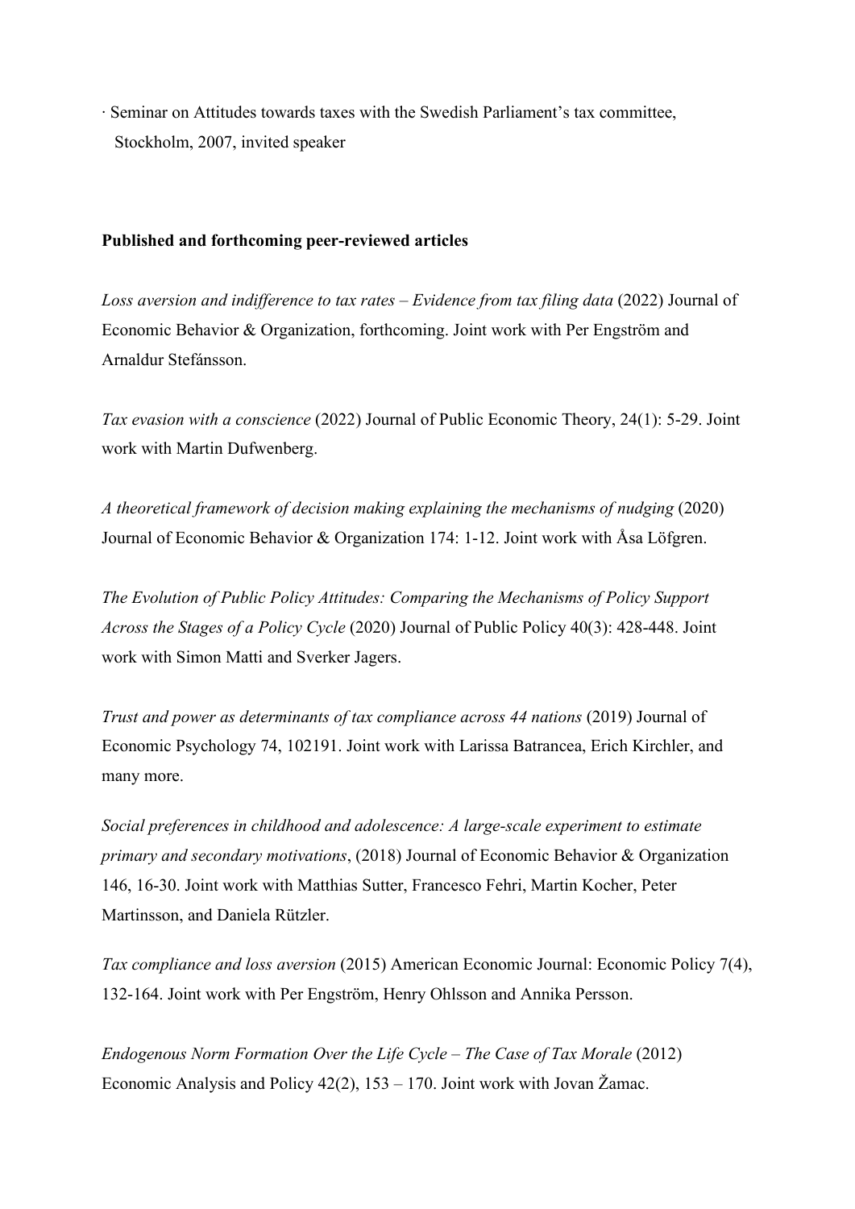· Seminar on Attitudes towards taxes with the Swedish Parliament's tax committee, Stockholm, 2007, invited speaker

**Published and forthcoming peer-reviewed articles**

*Loss aversion and indifference to tax rates – Evidence from tax filing data* (2022) Journal of Economic Behavior & Organization, forthcoming. Joint work with Per Engström and Arnaldur Stefánsson.

*Tax evasion with a conscience* (2022) Journal of Public Economic Theory, 24(1): 5-29. Joint work with Martin Dufwenberg.

*A theoretical framework of decision making explaining the mechanisms of nudging* (2020) Journal of Economic Behavior & Organization 174: 1-12. Joint work with Åsa Löfgren.

*The Evolution of Public Policy Attitudes: Comparing the Mechanisms of Policy Support Across the Stages of a Policy Cycle* (2020) Journal of Public Policy 40(3): 428-448. Joint work with Simon Matti and Sverker Jagers.

*Trust and power as determinants of tax compliance across 44 nations* (2019) Journal of Economic Psychology 74, 102191. Joint work with Larissa Batrancea, Erich Kirchler, and many more.

*Social preferences in childhood and adolescence: A large-scale experiment to estimate primary and secondary motivations*, (2018) Journal of Economic Behavior & Organization 146, 16-30. Joint work with Matthias Sutter, Francesco Fehri, Martin Kocher, Peter Martinsson, and Daniela Rützler.

*Tax compliance and loss aversion* (2015) American Economic Journal: Economic Policy 7(4), 132-164. Joint work with Per Engström, Henry Ohlsson and Annika Persson.

*Endogenous Norm Formation Over the Life Cycle – The Case of Tax Morale* (2012) Economic Analysis and Policy 42(2), 153 – 170. Joint work with Jovan Žamac.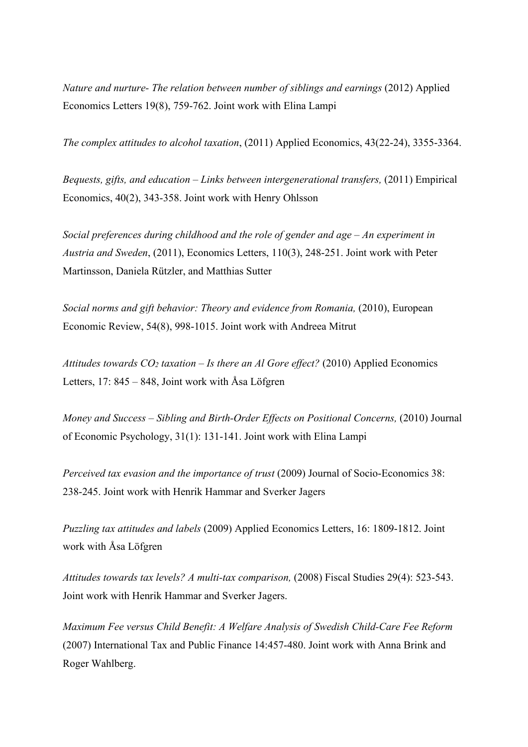*Nature and nurture- The relation between number of siblings and earnings* (2012) Applied Economics Letters 19(8), 759-762. Joint work with Elina Lampi

*The complex attitudes to alcohol taxation*, (2011) Applied Economics, 43(22-24), 3355-3364.

*Bequests, gifts, and education – Links between intergenerational transfers,* (2011) Empirical Economics, 40(2), 343-358. Joint work with Henry Ohlsson

*Social preferences during childhood and the role of gender and age – An experiment in Austria and Sweden*, (2011), Economics Letters, 110(3), 248-251. Joint work with Peter Martinsson, Daniela Rützler, and Matthias Sutter

*Social norms and gift behavior: Theory and evidence from Romania,* (2010), European Economic Review, 54(8), 998-1015. Joint work with Andreea Mitrut

*Attitudes towards $CO_2$ taxation – Is there an Al Gore effect?* (2010) Applied Economics Letters, 17: 845 – 848, Joint work with Åsa Löfgren

*Money and Success – Sibling and Birth-Order Effects on Positional Concerns,* (2010) Journal of Economic Psychology, 31(1): 131-141. Joint work with Elina Lampi

*Perceived tax evasion and the importance of trust* (2009) Journal of Socio-Economics 38: 238-245. Joint work with Henrik Hammar and Sverker Jagers

*Puzzling tax attitudes and labels* (2009) Applied Economics Letters, 16: 1809-1812. Joint work with Åsa Löfgren

*Attitudes towards tax levels? A multi-tax comparison,* (2008) Fiscal Studies 29(4): 523-543. Joint work with Henrik Hammar and Sverker Jagers.

*Maximum Fee versus Child Benefit: A Welfare Analysis of Swedish Child-Care Fee Reform* (2007) International Tax and Public Finance 14:457-480. Joint work with Anna Brink and Roger Wahlberg.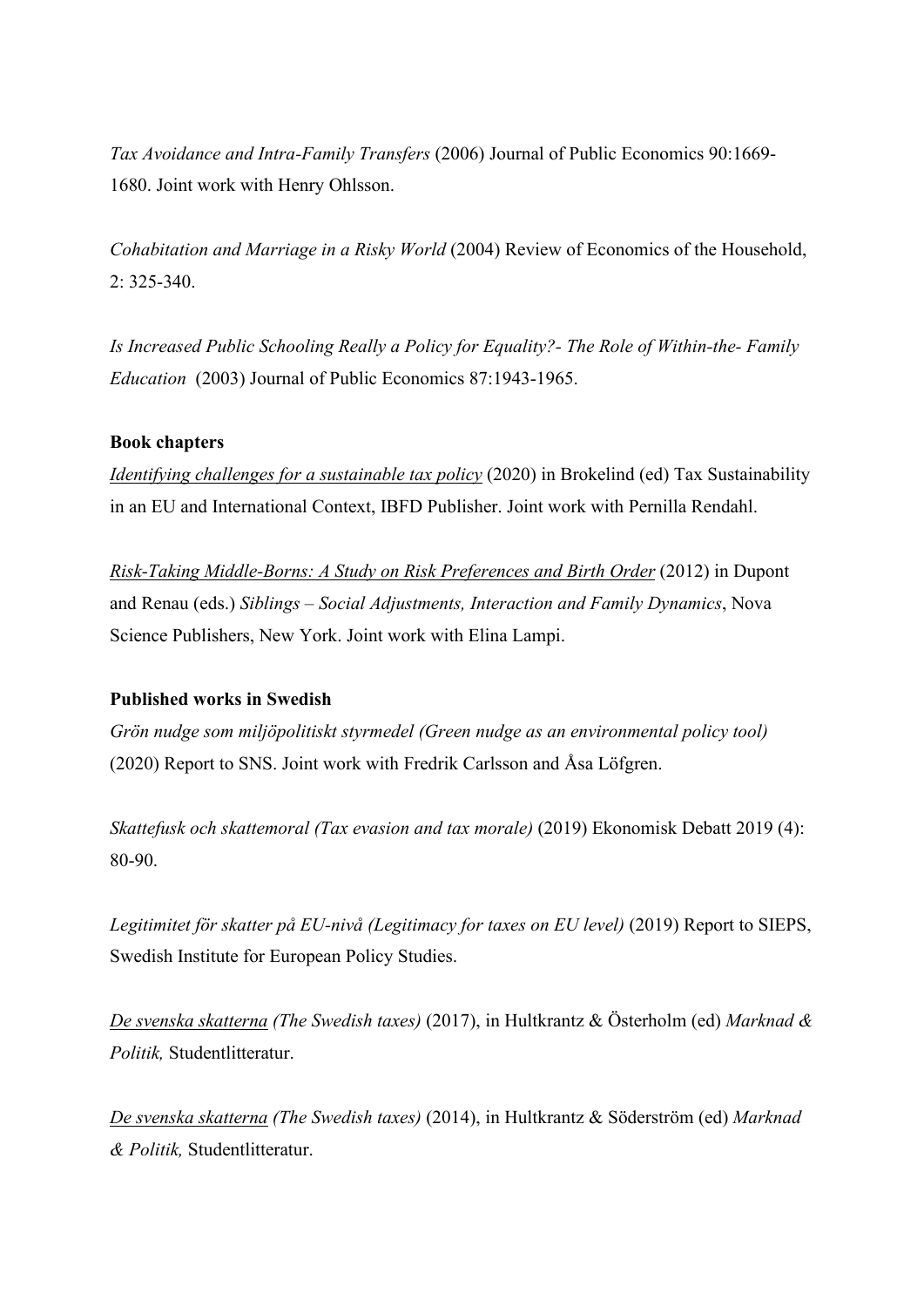*Tax Avoidance and Intra-Family Transfers* (2006) Journal of Public Economics 90:1669-1680. Joint work with Henry Ohlsson.

*Cohabitation and Marriage in a Risky World* (2004) Review of Economics of the Household, 2: 325-340.

*Is Increased Public Schooling Really a Policy for Equality?- The Role of Within-the- Family Education* (2003) Journal of Public Economics 87:1943-1965.

**Book chapters**

*Identifying challenges for a sustainable tax policy* (2020) in Brokelind (ed) Tax Sustainability in an EU and International Context, IBFD Publisher. Joint work with Pernilla Rendahl.

*Risk-Taking Middle-Borns: A Study on Risk Preferences and Birth Order* (2012) in Dupont and Renau (eds.) *Siblings – Social Adjustments, Interaction and Family Dynamics*, Nova Science Publishers, New York. Joint work with Elina Lampi.

**Published works in Swedish**

*Grön nudge som miljöpolitiskt styrmedel (Green nudge as an environmental policy tool)* (2020) Report to SNS. Joint work with Fredrik Carlsson and Åsa Löfgren.

*Skattefusk och skattemoral (Tax evasion and tax morale)* (2019) Ekonomisk Debatt 2019 (4): 80-90.

*Legitimitet för skatter på EU-nivå (Legitimacy for taxes on EU level)* (2019) Report to SIEPS, Swedish Institute for European Policy Studies.

*De svenska skatterna (The Swedish taxes)* (2017), in Hultkrantz & Österholm (ed) *Marknad & Politik,* Studentlitteratur.

*De svenska skatterna (The Swedish taxes)* (2014), in Hultkrantz & Söderström (ed) *Marknad & Politik,* Studentlitteratur.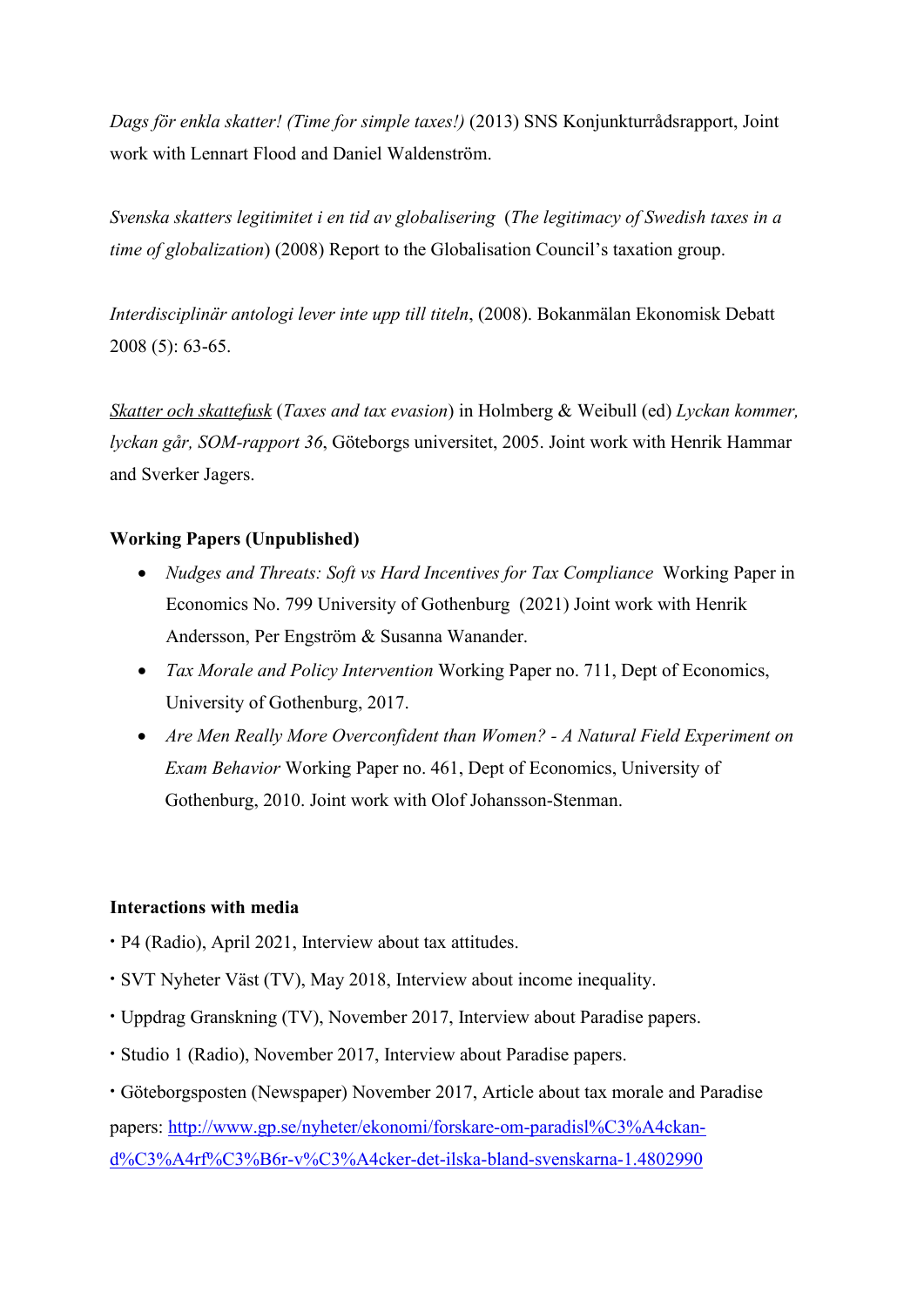*Dags för enkla skatter! (Time for simple taxes!)* (2013) SNS Konjunkturrådsrapport, Joint work with Lennart Flood and Daniel Waldenström.

*Svenska skatters legitimitet i en tid av globalisering* (*The legitimacy of Swedish taxes in a time of globalization*) (2008) Report to the Globalisation Council's taxation group.

*Interdisciplinär antologi lever inte upp till titeln*, (2008). Bokanmälan Ekonomisk Debatt 2008 (5): 63-65.

<u>Skatter och skattefusk</u> (*Taxes and tax evasion*) in Holmberg & Weibull (ed) *Lyckan kommer, lyckan går, SOM-rapport 36*, Göteborgs universitet, 2005. Joint work with Henrik Hammar and Sverker Jagers.

**Working Papers (Unpublished)**

- *Nudges and Threats: Soft vs Hard Incentives for Tax Compliance* Working Paper in Economics No. 799 University of Gothenburg (2021) Joint work with Henrik Andersson, Per Engström & Susanna Wanander.
- *Tax Morale and Policy Intervention* Working Paper no. 711, Dept of Economics, University of Gothenburg, 2017.
- *Are Men Really More Overconfident than Women? - A Natural Field Experiment on Exam Behavior* Working Paper no. 461, Dept of Economics, University of Gothenburg, 2010. Joint work with Olof Johansson-Stenman.

**Interactions with media**

- P4 (Radio), April 2021, Interview about tax attitudes.
- SVT Nyheter Väst (TV), May 2018, Interview about income inequality.
- Uppdrag Granskning (TV), November 2017, Interview about Paradise papers.
- Studio 1 (Radio), November 2017, Interview about Paradise papers.
- Göteborgsposten (Newspaper) November 2017, Article about tax morale and Paradise papers: [http://www.gp.se/nyheter/ekonomi/forskare-om-paradisl%C3%A4ckan-d%C3%A4rf%C3%B6r-v%C3%A4cker-det-ilska-bland-svenskarna-1.4802990](http://www.gp.se/nyheter/ekonomi/forskare-om-paradisl%C3%A4ckan-d%C3%A4rf%C3%B6r-v%C3%A4cker-det-ilska-bland-svenskarna-1.4802990)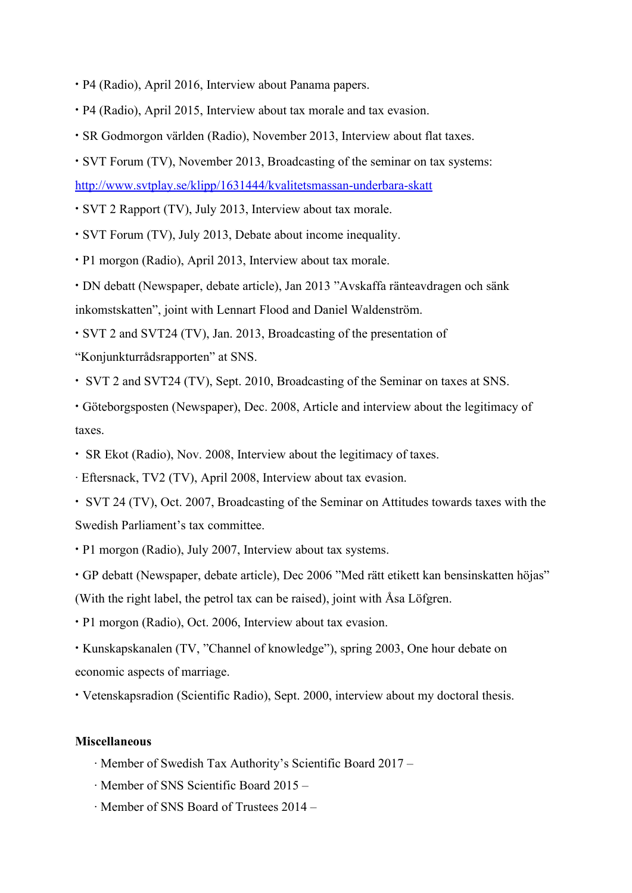- P4 (Radio), April 2016, Interview about Panama papers.
- P4 (Radio), April 2015, Interview about tax morale and tax evasion.
- SR Godmorgon världen (Radio), November 2013, Interview about flat taxes.
- SVT Forum (TV), November 2013, Broadcasting of the seminar on tax systems: [http://www.svtplay.se/klipp/1631444/kvalitetsmassan-underbara-skatt](http://www.svtplay.se/klipp/1631444/kvalitetsmassan-underbara-skatt)
- SVT 2 Rapport (TV), July 2013, Interview about tax morale.
- SVT Forum (TV), July 2013, Debate about income inequality.
- P1 morgon (Radio), April 2013, Interview about tax morale.
- DN debatt (Newspaper, debate article), Jan 2013 ”Avskaffa ränteavdragen och sänk inkomstskatten”, joint with Lennart Flood and Daniel Waldenström.
- SVT 2 and SVT24 (TV), Jan. 2013, Broadcasting of the presentation of “Konjunkturrådsrapporten” at SNS.
- SVT 2 and SVT24 (TV), Sept. 2010, Broadcasting of the Seminar on taxes at SNS.
- Göteborgsposten (Newspaper), Dec. 2008, Article and interview about the legitimacy of taxes.
- SR Ekot (Radio), Nov. 2008, Interview about the legitimacy of taxes.
- Eftersnack, TV2 (TV), April 2008, Interview about tax evasion.
- SVT 24 (TV), Oct. 2007, Broadcasting of the Seminar on Attitudes towards taxes with the Swedish Parliament’s tax committee.
- P1 morgon (Radio), July 2007, Interview about tax systems.
- GP debatt (Newspaper, debate article), Dec 2006 ”Med rätt etikett kan bensinskatten höjas” (With the right label, the petrol tax can be raised), joint with Åsa Löfgren.
- P1 morgon (Radio), Oct. 2006, Interview about tax evasion.
- Kunskapskanalen (TV, ”Channel of knowledge”), spring 2003, One hour debate on economic aspects of marriage.
- Vetenskapsradion (Scientific Radio), Sept. 2000, interview about my doctoral thesis.

**Miscellaneous**

- Member of Swedish Tax Authority’s Scientific Board 2017 –
- Member of SNS Scientific Board 2015 –
- Member of SNS Board of Trustees 2014 –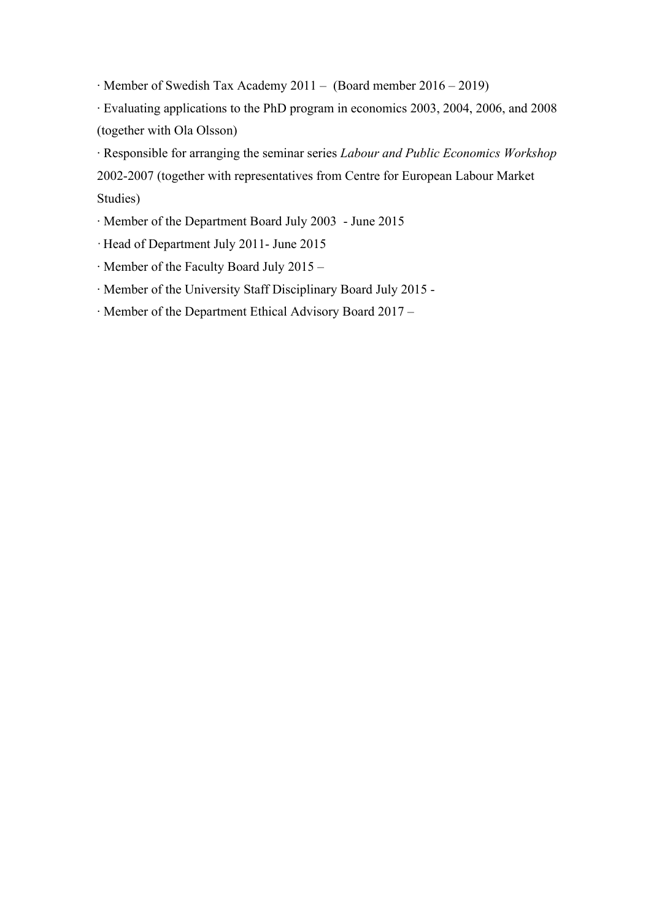· Member of Swedish Tax Academy 2011 – (Board member 2016 – 2019)

· Evaluating applications to the PhD program in economics 2003, 2004, 2006, and 2008 (together with Ola Olsson)

· Responsible for arranging the seminar series *Labour and Public Economics Workshop* 2002-2007 (together with representatives from Centre for European Labour Market Studies)

· Member of the Department Board July 2003 - June 2015

· Head of Department July 2011- June 2015

· Member of the Faculty Board July 2015 –

· Member of the University Staff Disciplinary Board July 2015 -

· Member of the Department Ethical Advisory Board 2017 –